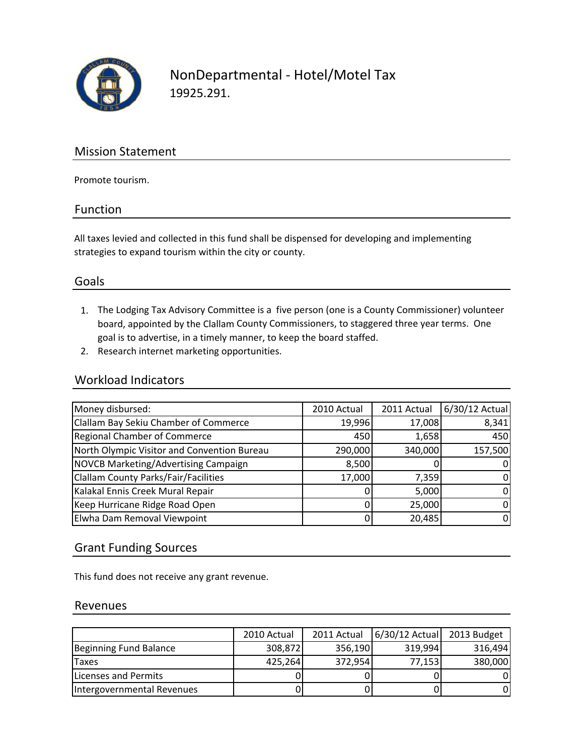# NonDepartmental - Hotel/Motel Tax

19925.291.

## Mission Statement

Promote tourism.

## Function

All taxes levied and collected in this fund shall be dispensed for developing and implementing strategies to expand tourism within the city or county.

## Goals

1. The Lodging Tax Advisory Committee is a five person (one is a County Commissioner) volunteer board, appointed by the Clallam County Commissioners, to staggered three year terms. One goal is to advertise, in a timely manner, to keep the board staffed.
2. Research internet marketing opportunities.

## Workload Indicators

| Money disbursed: | 2010 Actual | 2011 Actual | 6/30/12 Actual |
|---|---|---|---|
| Clallam Bay Sekiu Chamber of Commerce | 19,996 | 17,008 | 8,341 |
| Regional Chamber of Commerce | 450 | 1,658 | 450 |
| North Olympic Visitor and Convention Bureau | 290,000 | 340,000 | 157,500 |
| NOVCB Marketing/Advertising Campaign | 8,500 | 0 | 0 |
| Clallam County Parks/Fair/Facilities | 17,000 | 7,359 | 0 |
| Kalakal Ennis Creek Mural Repair | 0 | 5,000 | 0 |
| Keep Hurricane Ridge Road Open | 0 | 25,000 | 0 |
| Elwha Dam Removal Viewpoint | 0 | 20,485 | 0 |

## Grant Funding Sources

This fund does not receive any grant revenue.

## Revenues

| | 2010 Actual | 2011 Actual | 6/30/12 Actual | 2013 Budget |
|---|---|---|---|---|
| Beginning Fund Balance | 308,872 | 356,190 | 319,994 | 316,494 |
| Taxes | 425,264 | 372,954 | 77,153 | 380,000 |
| Licenses and Permits | 0 | 0 | 0 | 0 |
| Intergovernmental Revenues | 0 | 0 | 0 | 0 |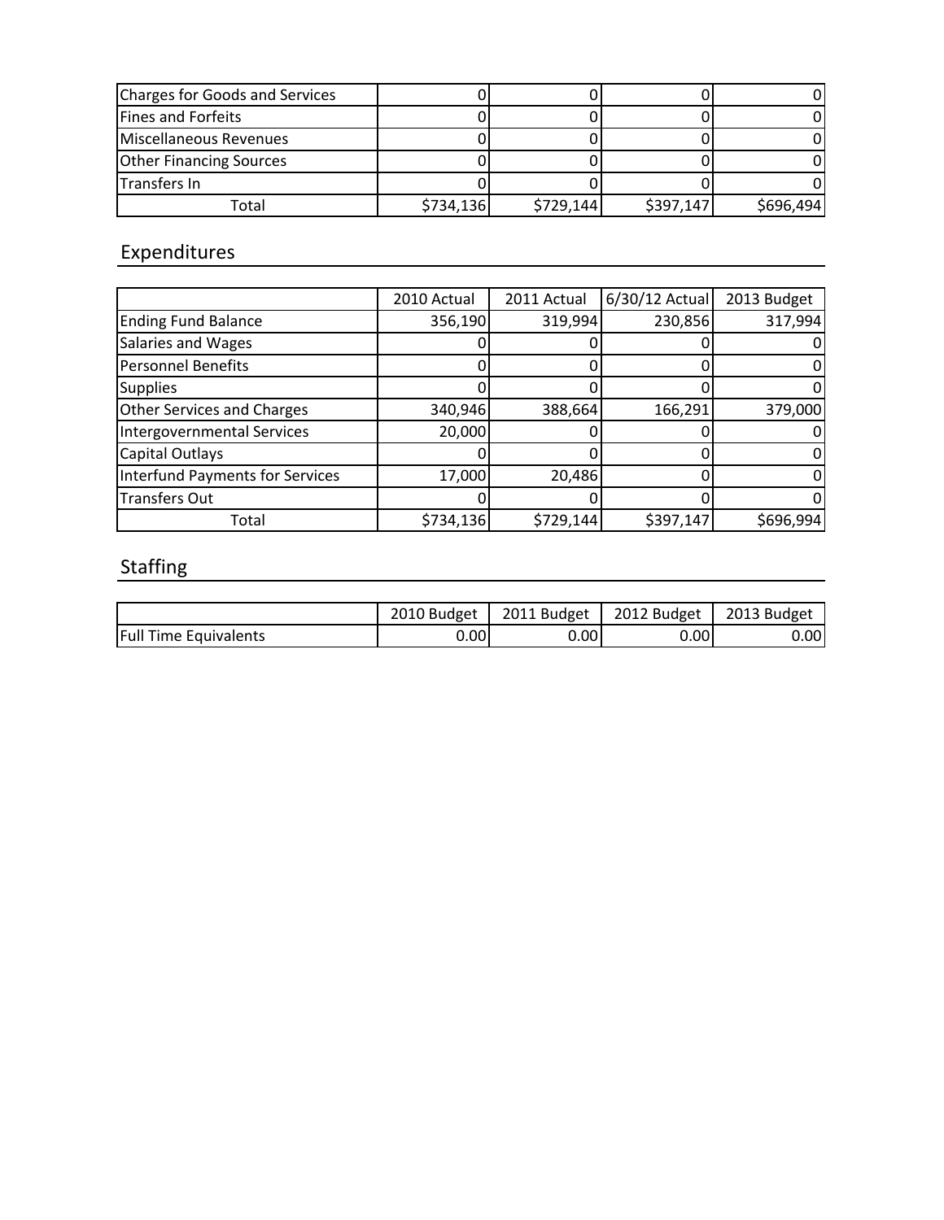| | | | | |
|---|---|---|---|---|
| Charges for Goods and Services | 0 | 0 | 0 | 0 |
| Fines and Forfeits | 0 | 0 | 0 | 0 |
| Miscellaneous Revenues | 0 | 0 | 0 | 0 |
| Other Financing Sources | 0 | 0 | 0 | 0 |
| Transfers In | 0 | 0 | 0 | 0 |
| Total | $734,136 | $729,144 | $397,147 | $696,494 |

## Expenditures

| | 2010 Actual | 2011 Actual | 6/30/12 Actual | 2013 Budget |
|---|---|---|---|---|
| Ending Fund Balance | 356,190 | 319,994 | 230,856 | 317,994 |
| Salaries and Wages | 0 | 0 | 0 | 0 |
| Personnel Benefits | 0 | 0 | 0 | 0 |
| Supplies | 0 | 0 | 0 | 0 |
| Other Services and Charges | 340,946 | 388,664 | 166,291 | 379,000 |
| Intergovernmental Services | 20,000 | 0 | 0 | 0 |
| Capital Outlays | 0 | 0 | 0 | 0 |
| Interfund Payments for Services | 17,000 | 20,486 | 0 | 0 |
| Transfers Out | 0 | 0 | 0 | 0 |
| Total | $734,136 | $729,144 | $397,147 | $696,994 |

## Staffing

| | 2010 Budget | 2011 Budget | 2012 Budget | 2013 Budget |
|---|---|---|---|---|
| Full Time Equivalents | 0.00 | 0.00 | 0.00 | 0.00 |